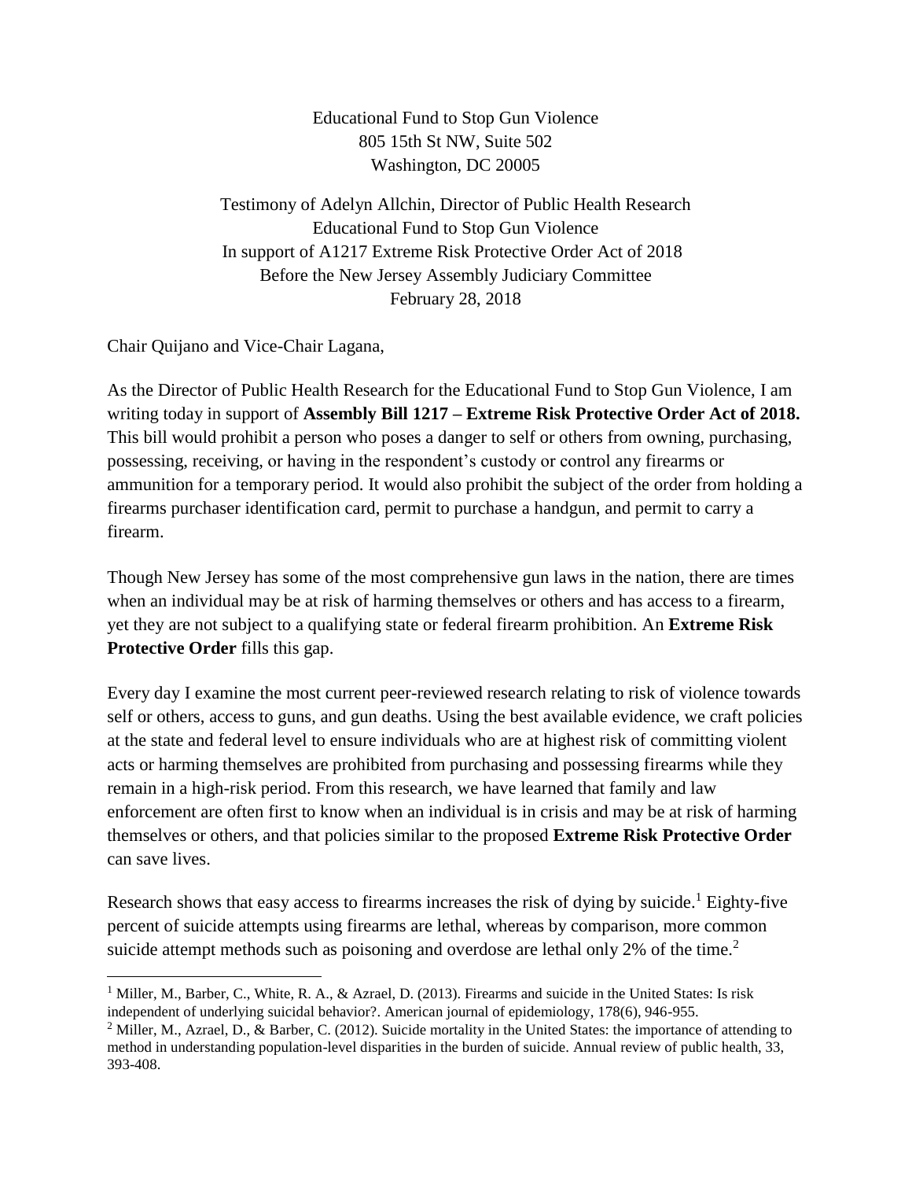Educational Fund to Stop Gun Violence
805 15th St NW, Suite 502
Washington, DC 20005

Testimony of Adelyn Allchin, Director of Public Health Research
Educational Fund to Stop Gun Violence
In support of A1217 Extreme Risk Protective Order Act of 2018
Before the New Jersey Assembly Judiciary Committee
February 28, 2018

Chair Quijano and Vice-Chair Lagana,

As the Director of Public Health Research for the Educational Fund to Stop Gun Violence, I am writing today in support of **Assembly Bill 1217 – Extreme Risk Protective Order Act of 2018.** This bill would prohibit a person who poses a danger to self or others from owning, purchasing, possessing, receiving, or having in the respondent's custody or control any firearms or ammunition for a temporary period. It would also prohibit the subject of the order from holding a firearms purchaser identification card, permit to purchase a handgun, and permit to carry a firearm.

Though New Jersey has some of the most comprehensive gun laws in the nation, there are times when an individual may be at risk of harming themselves or others and has access to a firearm, yet they are not subject to a qualifying state or federal firearm prohibition. An **Extreme Risk Protective Order** fills this gap.

Every day I examine the most current peer-reviewed research relating to risk of violence towards self or others, access to guns, and gun deaths. Using the best available evidence, we craft policies at the state and federal level to ensure individuals who are at highest risk of committing violent acts or harming themselves are prohibited from purchasing and possessing firearms while they remain in a high-risk period. From this research, we have learned that family and law enforcement are often first to know when an individual is in crisis and may be at risk of harming themselves or others, and that policies similar to the proposed **Extreme Risk Protective Order** can save lives.

Research shows that easy access to firearms increases the risk of dying by suicide.[1] Eighty-five percent of suicide attempts using firearms are lethal, whereas by comparison, more common suicide attempt methods such as poisoning and overdose are lethal only 2% of the time.[2]

---

[1] Miller, M., Barber, C., White, R. A., & Azrael, D. (2013). Firearms and suicide in the United States: Is risk independent of underlying suicidal behavior?. American journal of epidemiology, 178(6), 946-955.

[2] Miller, M., Azrael, D., & Barber, C. (2012). Suicide mortality in the United States: the importance of attending to method in understanding population-level disparities in the burden of suicide. Annual review of public health, 33, 393-408.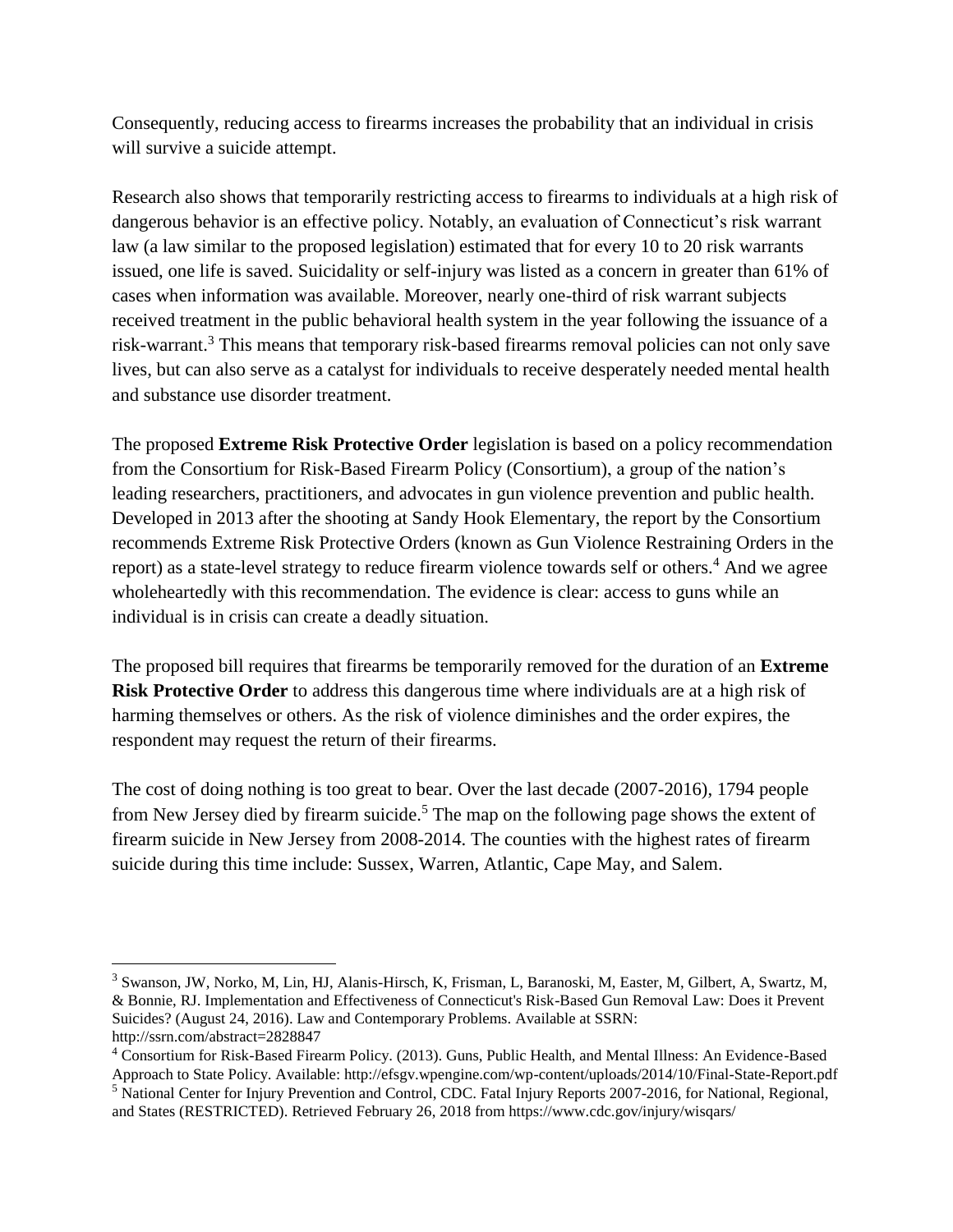Consequently, reducing access to firearms increases the probability that an individual in crisis will survive a suicide attempt.

Research also shows that temporarily restricting access to firearms to individuals at a high risk of dangerous behavior is an effective policy. Notably, an evaluation of Connecticut's risk warrant law (a law similar to the proposed legislation) estimated that for every 10 to 20 risk warrants issued, one life is saved. Suicidality or self-injury was listed as a concern in greater than 61% of cases when information was available. Moreover, nearly one-third of risk warrant subjects received treatment in the public behavioral health system in the year following the issuance of a risk-warrant.[3] This means that temporary risk-based firearms removal policies can not only save lives, but can also serve as a catalyst for individuals to receive desperately needed mental health and substance use disorder treatment.

The proposed **Extreme Risk Protective Order** legislation is based on a policy recommendation from the Consortium for Risk-Based Firearm Policy (Consortium), a group of the nation's leading researchers, practitioners, and advocates in gun violence prevention and public health. Developed in 2013 after the shooting at Sandy Hook Elementary, the report by the Consortium recommends Extreme Risk Protective Orders (known as Gun Violence Restraining Orders in the report) as a state-level strategy to reduce firearm violence towards self or others.[4] And we agree wholeheartedly with this recommendation. The evidence is clear: access to guns while an individual is in crisis can create a deadly situation.

The proposed bill requires that firearms be temporarily removed for the duration of an **Extreme Risk Protective Order** to address this dangerous time where individuals are at a high risk of harming themselves or others. As the risk of violence diminishes and the order expires, the respondent may request the return of their firearms.

The cost of doing nothing is too great to bear. Over the last decade (2007-2016), 1794 people from New Jersey died by firearm suicide.[5] The map on the following page shows the extent of firearm suicide in New Jersey from 2008-2014. The counties with the highest rates of firearm suicide during this time include: Sussex, Warren, Atlantic, Cape May, and Salem.

---

[3] Swanson, JW, Norko, M, Lin, HJ, Alanis-Hirsch, K, Frisman, L, Baranoski, M, Easter, M, Gilbert, A, Swartz, M, & Bonnie, RJ. Implementation and Effectiveness of Connecticut's Risk-Based Gun Removal Law: Does it Prevent Suicides? (August 24, 2016). Law and Contemporary Problems. Available at SSRN: http://ssrn.com/abstract=2828847

[4] Consortium for Risk-Based Firearm Policy. (2013). Guns, Public Health, and Mental Illness: An Evidence-Based Approach to State Policy. Available: http://efsgv.wpengine.com/wp-content/uploads/2014/10/Final-State-Report.pdf

[5] National Center for Injury Prevention and Control, CDC. Fatal Injury Reports 2007-2016, for National, Regional, and States (RESTRICTED). Retrieved February 26, 2018 from https://www.cdc.gov/injury/wisqars/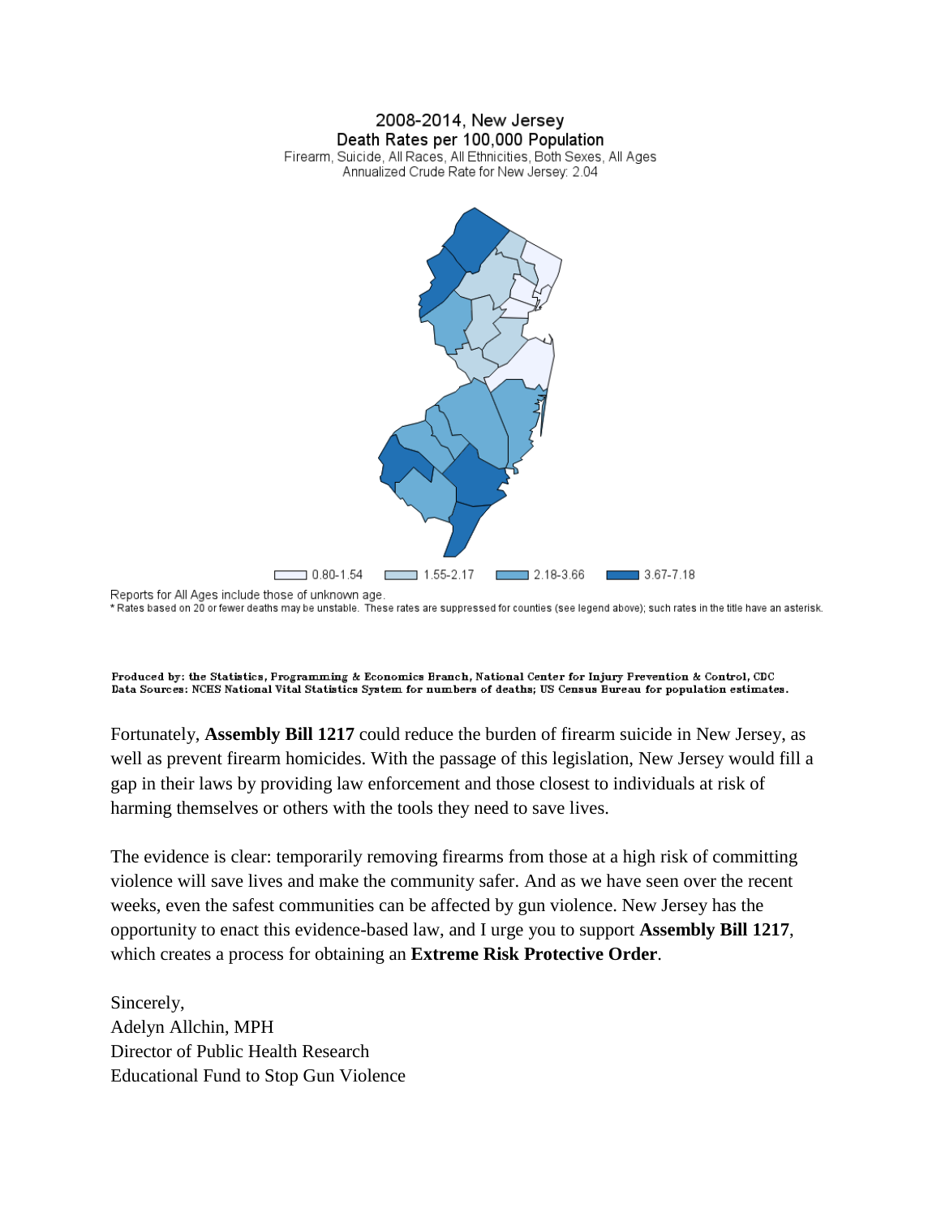2008-2014, New Jersey
Death Rates per 100,000 Population
Firearm, Suicide, All Races, All Ethnicities, Both Sexes, All Ages
Annualized Crude Rate for New Jersey: 2.04

0.80-1.54
1.55-2.17
2.18-3.66
3.67-7.18

Reports for All Ages include those of unknown age.
* Rates based on 20 or fewer deaths may be unstable. These rates are suppressed for counties (see legend above); such rates in the title have an asterisk.

**Produced by: the Statistics, Programming & Economics Branch, National Center for Injury Prevention & Control, CDC**
**Data Sources: NCHS National Vital Statistics System for numbers of deaths; US Census Bureau for population estimates.**

Fortunately, **Assembly Bill 1217** could reduce the burden of firearm suicide in New Jersey, as well as prevent firearm homicides. With the passage of this legislation, New Jersey would fill a gap in their laws by providing law enforcement and those closest to individuals at risk of harming themselves or others with the tools they need to save lives.

The evidence is clear: temporarily removing firearms from those at a high risk of committing violence will save lives and make the community safer. And as we have seen over the recent weeks, even the safest communities can be affected by gun violence. New Jersey has the opportunity to enact this evidence-based law, and I urge you to support **Assembly Bill 1217**, which creates a process for obtaining an **Extreme Risk Protective Order**.

Sincerely,
Adelyn Allchin, MPH
Director of Public Health Research
Educational Fund to Stop Gun Violence